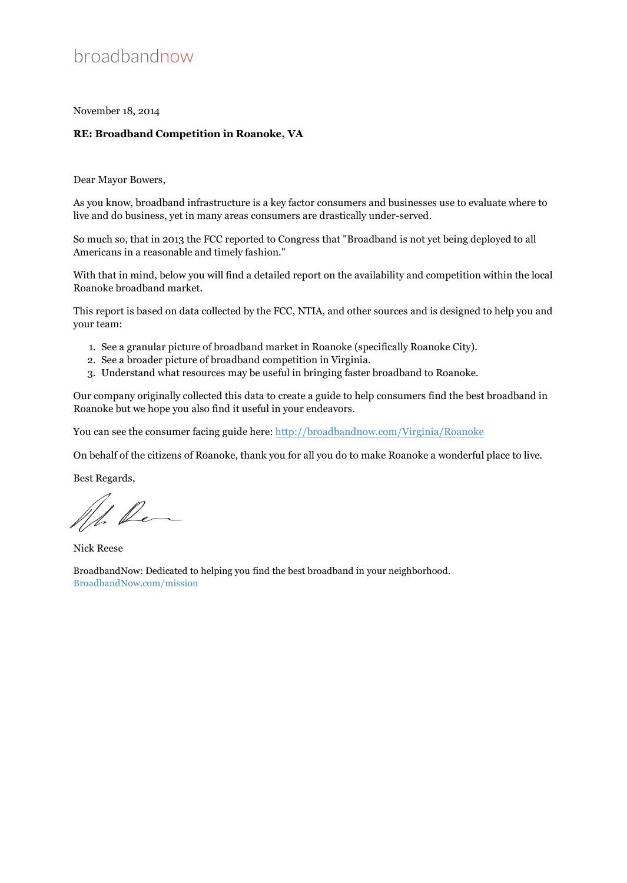broadbandnow

November 18, 2014

**RE: Broadband Competition in Roanoke, VA**

Dear Mayor Bowers,

As you know, broadband infrastructure is a key factor consumers and businesses use to evaluate where to live and do business, yet in many areas consumers are drastically under-served.

So much so, that in 2013 the FCC reported to Congress that "Broadband is not yet being deployed to all Americans in a reasonable and timely fashion."

With that in mind, below you will find a detailed report on the availability and competition within the local Roanoke broadband market.

This report is based on data collected by the FCC, NTIA, and other sources and is designed to help you and your team:

1. See a granular picture of broadband market in Roanoke (specifically Roanoke City).
2. See a broader picture of broadband competition in Virginia.
3. Understand what resources may be useful in bringing faster broadband to Roanoke.

Our company originally collected this data to create a guide to help consumers find the best broadband in Roanoke but we hope you also find it useful in your endeavors.

You can see the consumer facing guide here: http://broadbandnow.com/Virginia/Roanoke

On behalf of the citizens of Roanoke, thank you for all you do to make Roanoke a wonderful place to live.

Best Regards,

Nick Reese

BroadbandNow: Dedicated to helping you find the best broadband in your neighborhood.
BroadbandNow.com/mission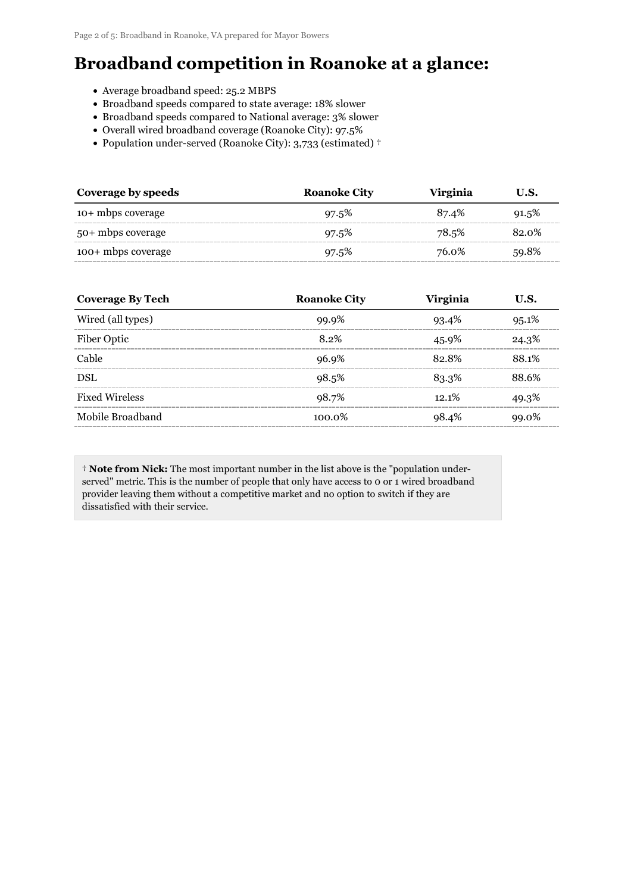# Broadband competition in Roanoke at a glance:

- Average broadband speed: 25.2 MBPS
- Broadband speeds compared to state average: 18% slower
- Broadband speeds compared to National average: 3% slower
- Overall wired broadband coverage (Roanoke City): 97.5%
- Population under-served (Roanoke City): 3,733 (estimated) †

| Coverage by speeds | Roanoke City | Virginia | U.S. |
|---|---|---|---|
| 10+ mbps coverage | 97.5% | 87.4% | 91.5% |
| 50+ mbps coverage | 97.5% | 78.5% | 82.0% |
| 100+ mbps coverage | 97.5% | 76.0% | 59.8% |

| Coverage By Tech | Roanoke City | Virginia | U.S. |
|---|---|---|---|
| Wired (all types) | 99.9% | 93.4% | 95.1% |
| Fiber Optic | 8.2% | 45.9% | 24.3% |
| Cable | 96.9% | 82.8% | 88.1% |
| DSL | 98.5% | 83.3% | 88.6% |
| Fixed Wireless | 98.7% | 12.1% | 49.3% |
| Mobile Broadband | 100.0% | 98.4% | 99.0% |

† **Note from Nick:** The most important number in the list above is the "population under-served" metric. This is the number of people that only have access to 0 or 1 wired broadband provider leaving them without a competitive market and no option to switch if they are dissatisfied with their service.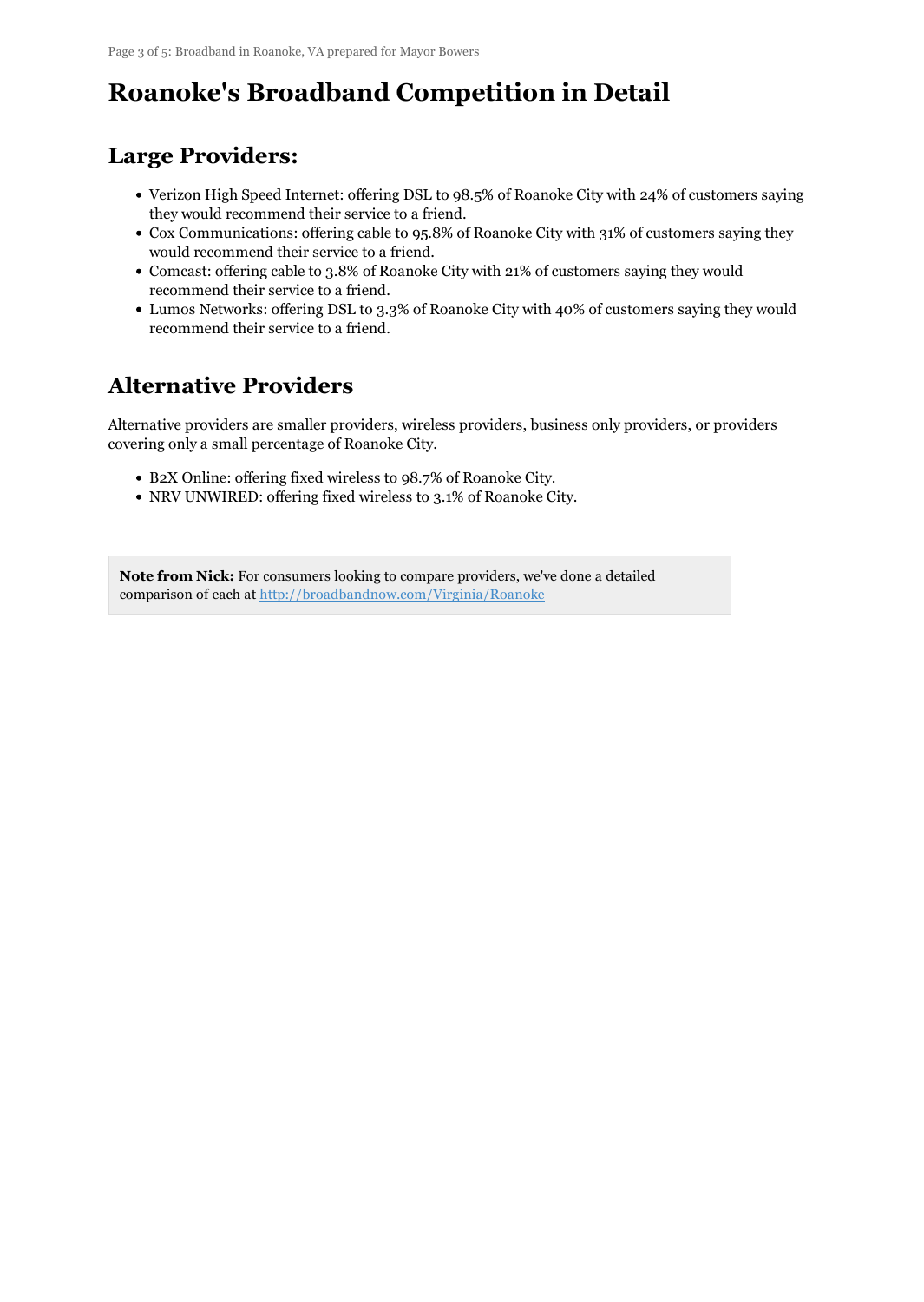# Roanoke's Broadband Competition in Detail

## Large Providers:

- Verizon High Speed Internet: offering DSL to 98.5% of Roanoke City with 24% of customers saying they would recommend their service to a friend.
- Cox Communications: offering cable to 95.8% of Roanoke City with 31% of customers saying they would recommend their service to a friend.
- Comcast: offering cable to 3.8% of Roanoke City with 21% of customers saying they would recommend their service to a friend.
- Lumos Networks: offering DSL to 3.3% of Roanoke City with 40% of customers saying they would recommend their service to a friend.

## Alternative Providers

Alternative providers are smaller providers, wireless providers, business only providers, or providers covering only a small percentage of Roanoke City.

- B2X Online: offering fixed wireless to 98.7% of Roanoke City.
- NRV UNWIRED: offering fixed wireless to 3.1% of Roanoke City.

**Note from Nick:** For consumers looking to compare providers, we've done a detailed comparison of each at http://broadbandnow.com/Virginia/Roanoke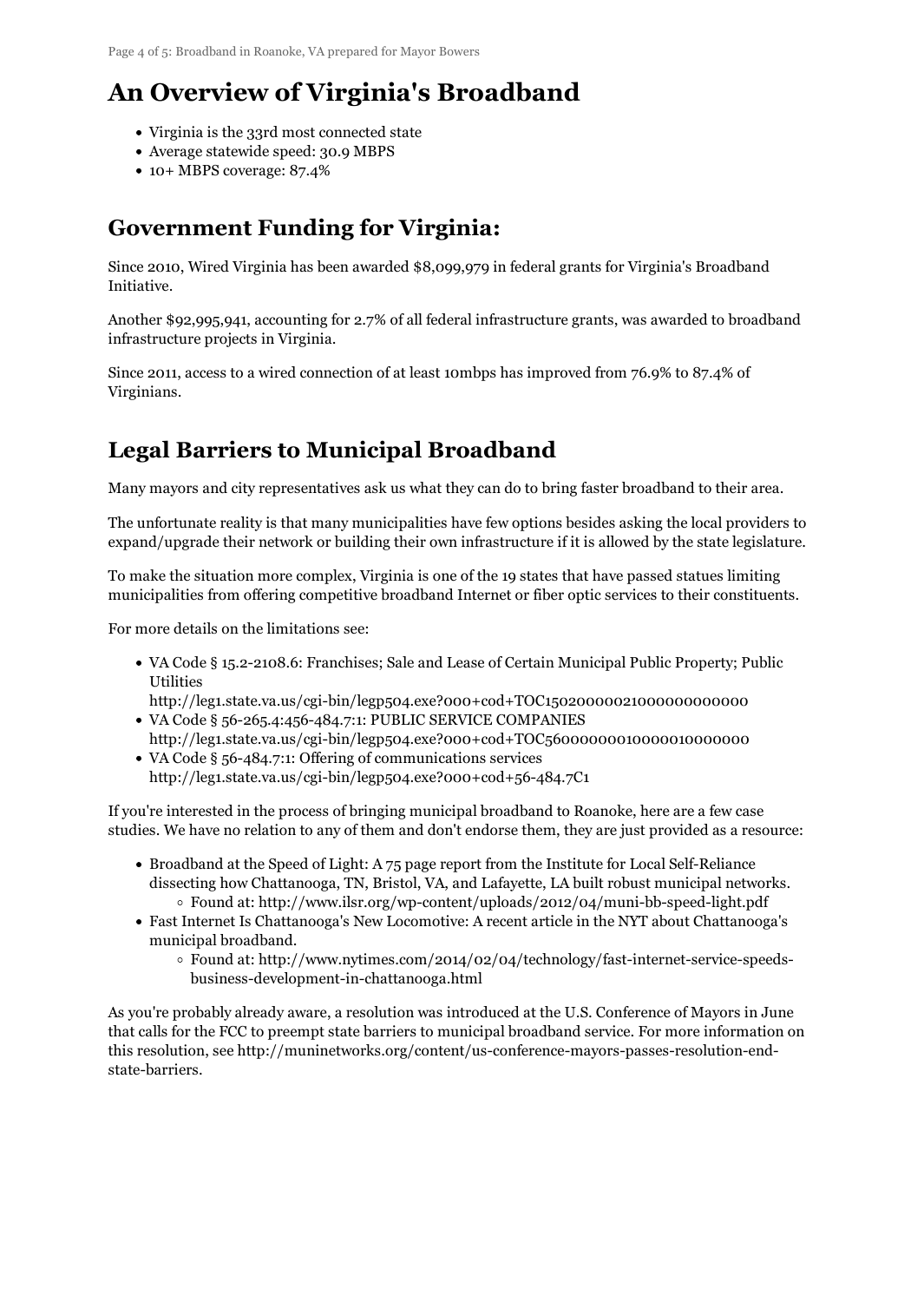# An Overview of Virginia's Broadband

- Virginia is the 33rd most connected state
- Average statewide speed: 30.9 MBPS
- 10+ MBPS coverage: 87.4%

## Government Funding for Virginia:

Since 2010, Wired Virginia has been awarded $8,099,979 in federal grants for Virginia's Broadband Initiative.

Another $92,995,941, accounting for 2.7% of all federal infrastructure grants, was awarded to broadband infrastructure projects in Virginia.

Since 2011, access to a wired connection of at least 10mbps has improved from 76.9% to 87.4% of Virginians.

## Legal Barriers to Municipal Broadband

Many mayors and city representatives ask us what they can do to bring faster broadband to their area.

The unfortunate reality is that many municipalities have few options besides asking the local providers to expand/upgrade their network or building their own infrastructure if it is allowed by the state legislature.

To make the situation more complex, Virginia is one of the 19 states that have passed statues limiting municipalities from offering competitive broadband Internet or fiber optic services to their constituents.

For more details on the limitations see:

- VA Code § 15.2-2108.6: Franchises; Sale and Lease of Certain Municipal Public Property; Public Utilities
  http://leg1.state.va.us/cgi-bin/legp504.exe?000+cod+TOC15020000021000000000000
- VA Code § 56-265.4:456-484.7:1: PUBLIC SERVICE COMPANIES
  http://leg1.state.va.us/cgi-bin/legp504.exe?000+cod+TOC56000000010000010000000
- VA Code § 56-484.7:1: Offering of communications services
  http://leg1.state.va.us/cgi-bin/legp504.exe?000+cod+56-484.7C1

If you're interested in the process of bringing municipal broadband to Roanoke, here are a few case studies. We have no relation to any of them and don't endorse them, they are just provided as a resource:

- Broadband at the Speed of Light: A 75 page report from the Institute for Local Self-Reliance dissecting how Chattanooga, TN, Bristol, VA, and Lafayette, LA built robust municipal networks.
  - Found at: http://www.ilsr.org/wp-content/uploads/2012/04/muni-bb-speed-light.pdf
- Fast Internet Is Chattanooga's New Locomotive: A recent article in the NYT about Chattanooga's municipal broadband.
  - Found at: http://www.nytimes.com/2014/02/04/technology/fast-internet-service-speeds-business-development-in-chattanooga.html

As you're probably already aware, a resolution was introduced at the U.S. Conference of Mayors in June that calls for the FCC to preempt state barriers to municipal broadband service. For more information on this resolution, see http://muninetworks.org/content/us-conference-mayors-passes-resolution-end-state-barriers.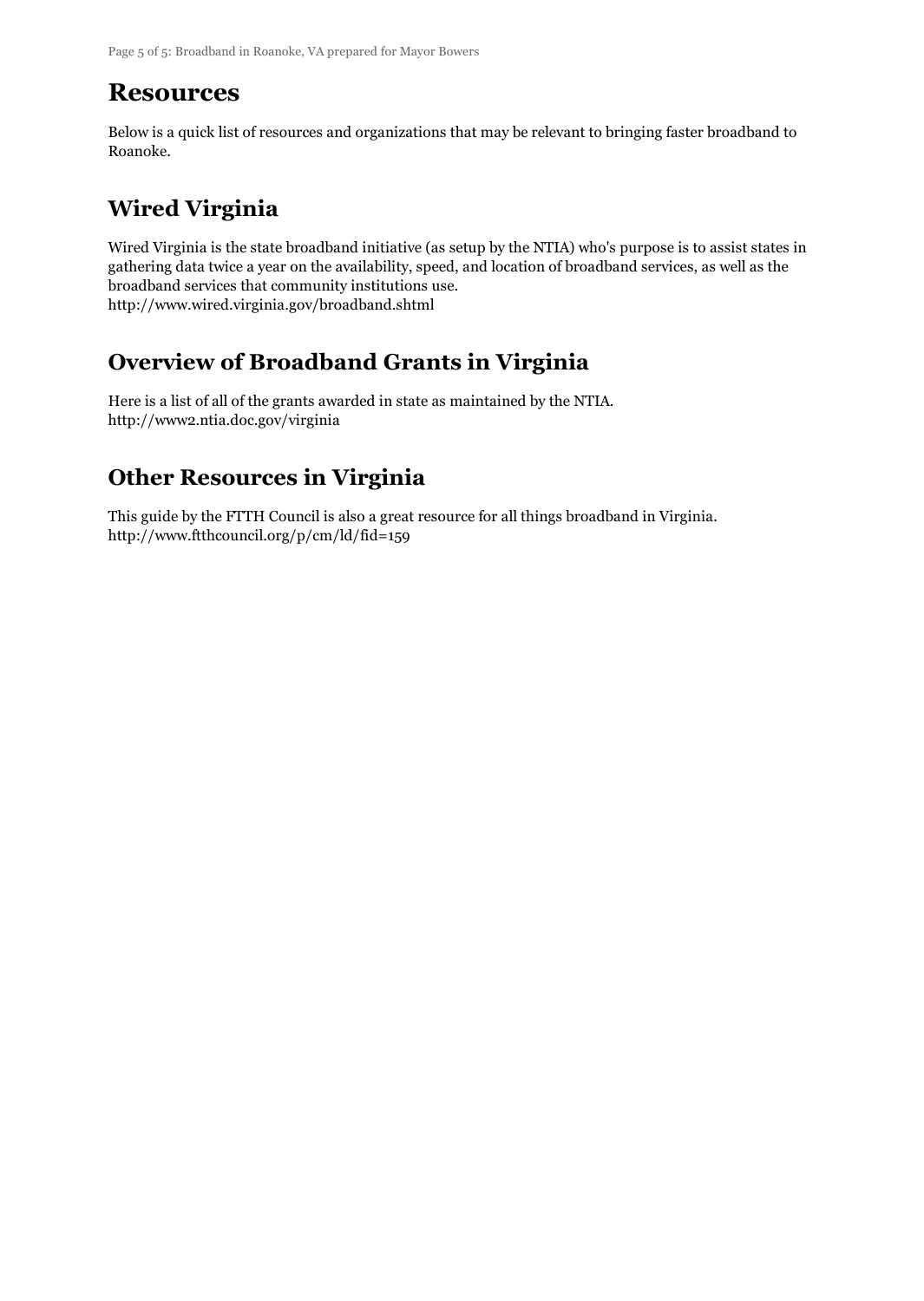## Resources

Below is a quick list of resources and organizations that may be relevant to bringing faster broadband to Roanoke.

## Wired Virginia

Wired Virginia is the state broadband initiative (as setup by the NTIA) who's purpose is to assist states in gathering data twice a year on the availability, speed, and location of broadband services, as well as the broadband services that community institutions use.
http://www.wired.virginia.gov/broadband.shtml

## Overview of Broadband Grants in Virginia

Here is a list of all of the grants awarded in state as maintained by the NTIA.
http://www2.ntia.doc.gov/virginia

## Other Resources in Virginia

This guide by the FTTH Council is also a great resource for all things broadband in Virginia.
http://www.ftthcouncil.org/p/cm/ld/fid=159